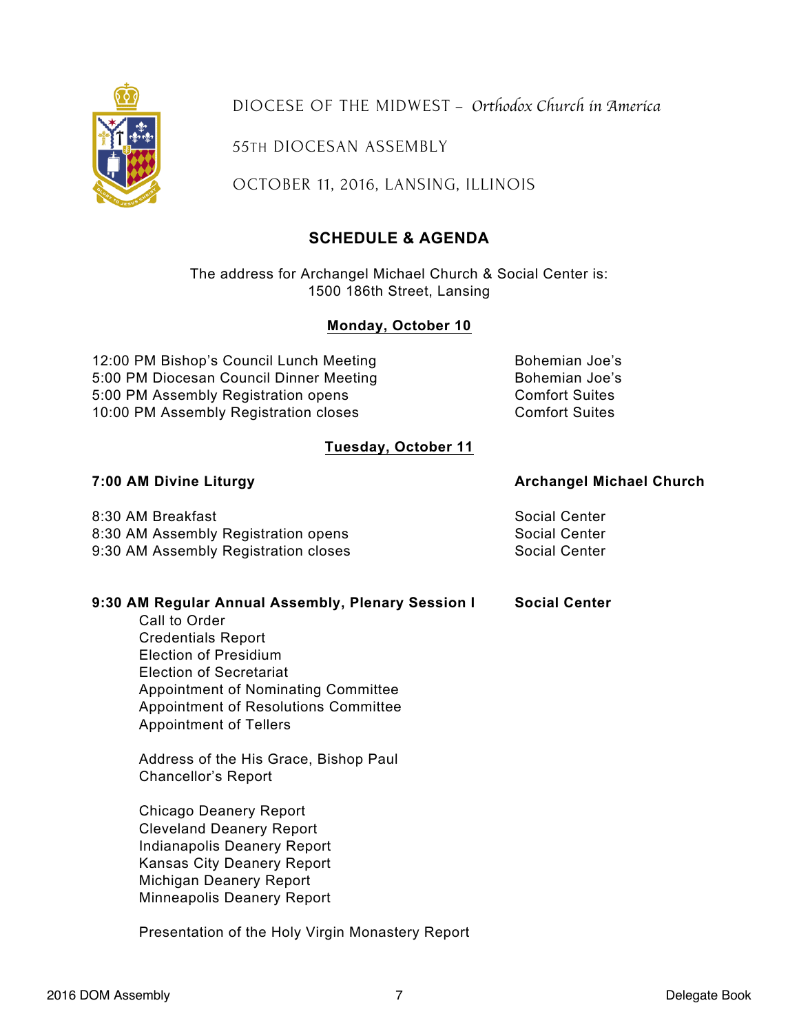DIOCESE OF THE MIDWEST – *Orthodox Church in America*

55TH DIOCESAN ASSEMBLY

OCTOBER 11, 2016, LANSING, ILLINOIS

## SCHEDULE & AGENDA

The address for Archangel Michael Church & Social Center is:
1500 186th Street, Lansing

### Monday, October 10

| | |
|---|---|
| 12:00 PM Bishop's Council Lunch Meeting | Bohemian Joe's |
| 5:00 PM Diocesan Council Dinner Meeting | Bohemian Joe's |
| 5:00 PM Assembly Registration opens | Comfort Suites |
| 10:00 PM Assembly Registration closes | Comfort Suites |

### Tuesday, October 11

**7:00 AM Divine Liturgy** — **Archangel Michael Church**

| | |
|---|---|
| 8:30 AM Breakfast | Social Center |
| 8:30 AM Assembly Registration opens | Social Center |
| 9:30 AM Assembly Registration closes | Social Center |

**9:30 AM Regular Annual Assembly, Plenary Session I** — **Social Center**

- Call to Order
- Credentials Report
- Election of Presidium
- Election of Secretariat
- Appointment of Nominating Committee
- Appointment of Resolutions Committee
- Appointment of Tellers

- Address of the His Grace, Bishop Paul
- Chancellor's Report

- Chicago Deanery Report
- Cleveland Deanery Report
- Indianapolis Deanery Report
- Kansas City Deanery Report
- Michigan Deanery Report
- Minneapolis Deanery Report

- Presentation of the Holy Virgin Monastery Report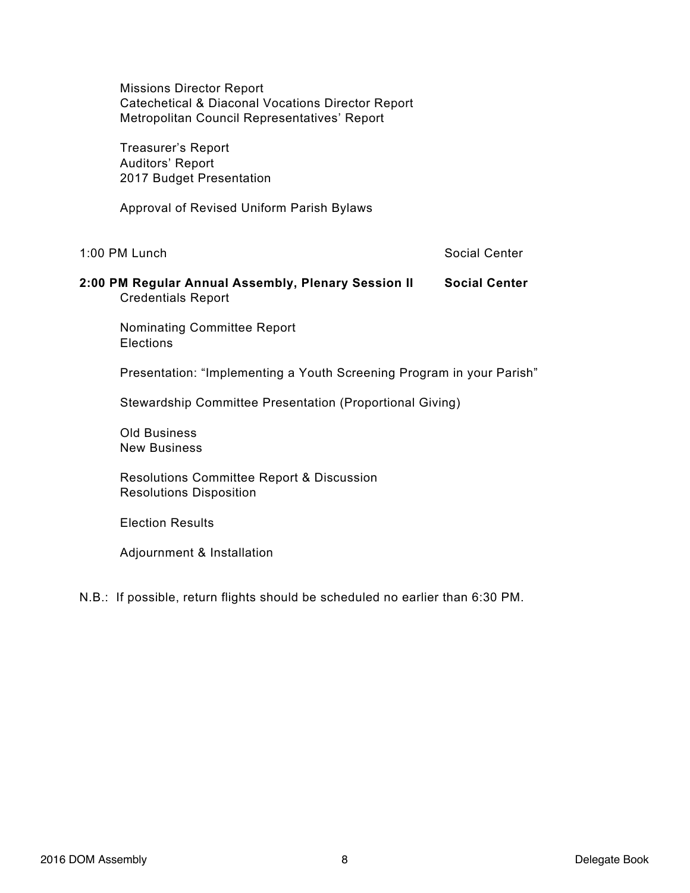Missions Director Report
Catechetical & Diaconal Vocations Director Report
Metropolitan Council Representatives' Report

Treasurer's Report
Auditors' Report
2017 Budget Presentation

Approval of Revised Uniform Parish Bylaws

1:00 PM Lunch — Social Center

**2:00 PM Regular Annual Assembly, Plenary Session II — Social Center**

Credentials Report

Nominating Committee Report
Elections

Presentation: "Implementing a Youth Screening Program in your Parish"

Stewardship Committee Presentation (Proportional Giving)

Old Business
New Business

Resolutions Committee Report & Discussion
Resolutions Disposition

Election Results

Adjournment & Installation

N.B.: If possible, return flights should be scheduled no earlier than 6:30 PM.